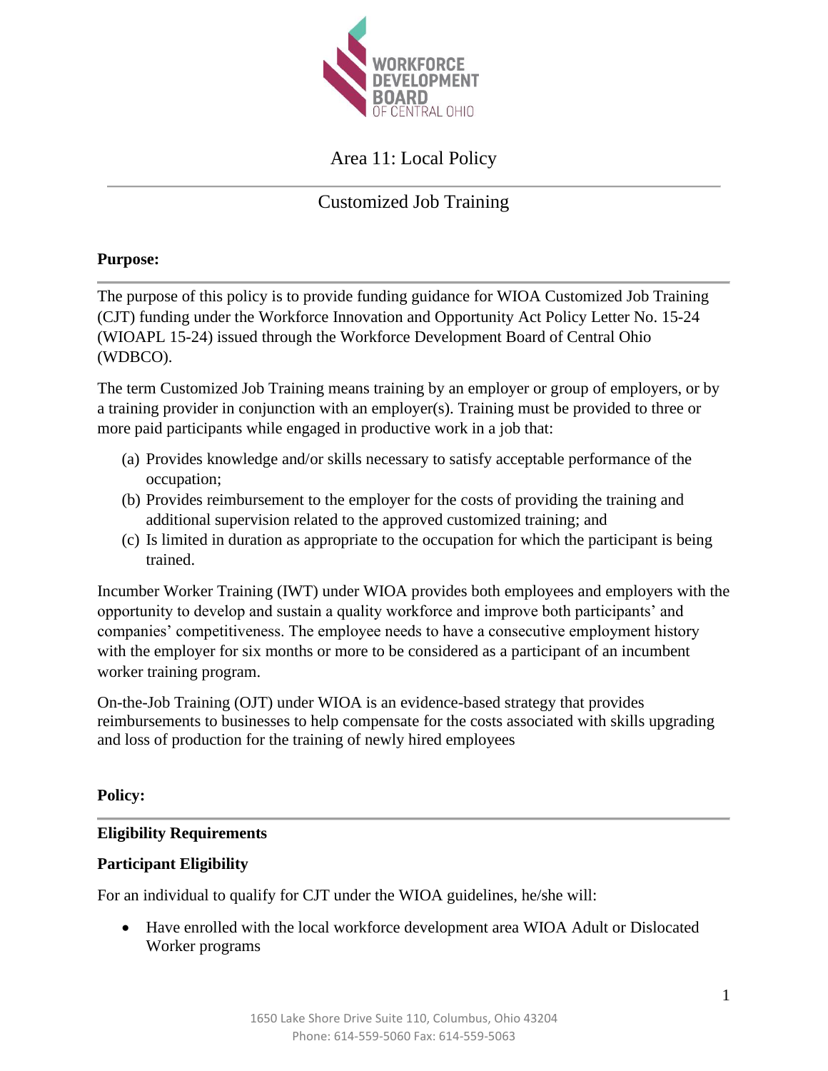# Area 11: Local Policy

## Customized Job Training

**Purpose:**

The purpose of this policy is to provide funding guidance for WIOA Customized Job Training (CJT) funding under the Workforce Innovation and Opportunity Act Policy Letter No. 15-24 (WIOAPL 15-24) issued through the Workforce Development Board of Central Ohio (WDBCO).

The term Customized Job Training means training by an employer or group of employers, or by a training provider in conjunction with an employer(s). Training must be provided to three or more paid participants while engaged in productive work in a job that:

(a) Provides knowledge and/or skills necessary to satisfy acceptable performance of the occupation;
(b) Provides reimbursement to the employer for the costs of providing the training and additional supervision related to the approved customized training; and
(c) Is limited in duration as appropriate to the occupation for which the participant is being trained.

Incumber Worker Training (IWT) under WIOA provides both employees and employers with the opportunity to develop and sustain a quality workforce and improve both participants' and companies' competitiveness. The employee needs to have a consecutive employment history with the employer for six months or more to be considered as a participant of an incumbent worker training program.

On-the-Job Training (OJT) under WIOA is an evidence-based strategy that provides reimbursements to businesses to help compensate for the costs associated with skills upgrading and loss of production for the training of newly hired employees

**Policy:**

**Eligibility Requirements**

**Participant Eligibility**

For an individual to qualify for CJT under the WIOA guidelines, he/she will:

- Have enrolled with the local workforce development area WIOA Adult or Dislocated Worker programs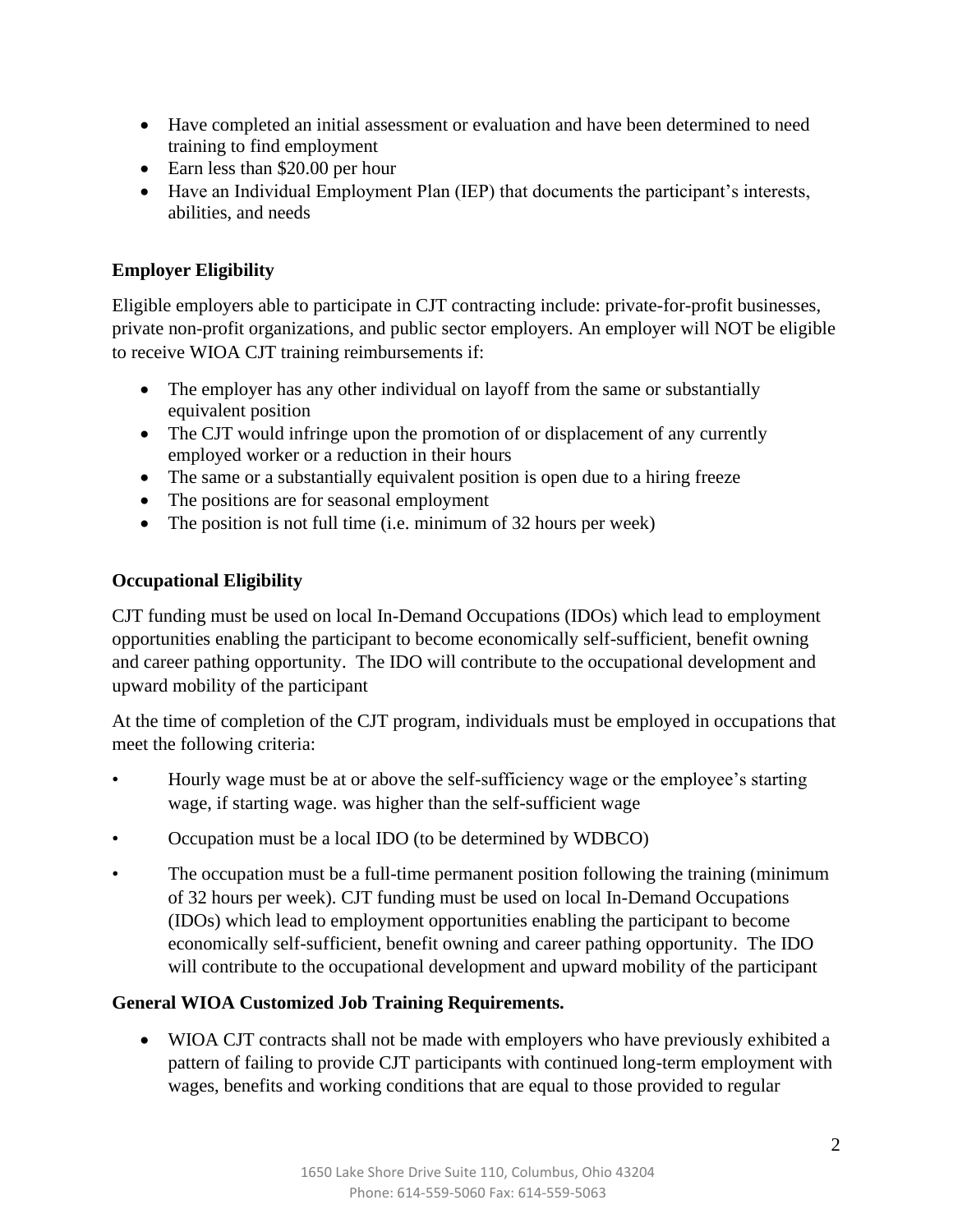- Have completed an initial assessment or evaluation and have been determined to need training to find employment
- Earn less than $20.00 per hour
- Have an Individual Employment Plan (IEP) that documents the participant's interests, abilities, and needs

**Employer Eligibility**

Eligible employers able to participate in CJT contracting include: private-for-profit businesses, private non-profit organizations, and public sector employers. An employer will NOT be eligible to receive WIOA CJT training reimbursements if:

- The employer has any other individual on layoff from the same or substantially equivalent position
- The CJT would infringe upon the promotion of or displacement of any currently employed worker or a reduction in their hours
- The same or a substantially equivalent position is open due to a hiring freeze
- The positions are for seasonal employment
- The position is not full time (i.e. minimum of 32 hours per week)

**Occupational Eligibility**

CJT funding must be used on local In-Demand Occupations (IDOs) which lead to employment opportunities enabling the participant to become economically self-sufficient, benefit owning and career pathing opportunity. The IDO will contribute to the occupational development and upward mobility of the participant

At the time of completion of the CJT program, individuals must be employed in occupations that meet the following criteria:

- Hourly wage must be at or above the self-sufficiency wage or the employee's starting wage, if starting wage. was higher than the self-sufficient wage
- Occupation must be a local IDO (to be determined by WDBCO)
- The occupation must be a full-time permanent position following the training (minimum of 32 hours per week). CJT funding must be used on local In-Demand Occupations (IDOs) which lead to employment opportunities enabling the participant to become economically self-sufficient, benefit owning and career pathing opportunity. The IDO will contribute to the occupational development and upward mobility of the participant

**General WIOA Customized Job Training Requirements.**

- WIOA CJT contracts shall not be made with employers who have previously exhibited a pattern of failing to provide CJT participants with continued long-term employment with wages, benefits and working conditions that are equal to those provided to regular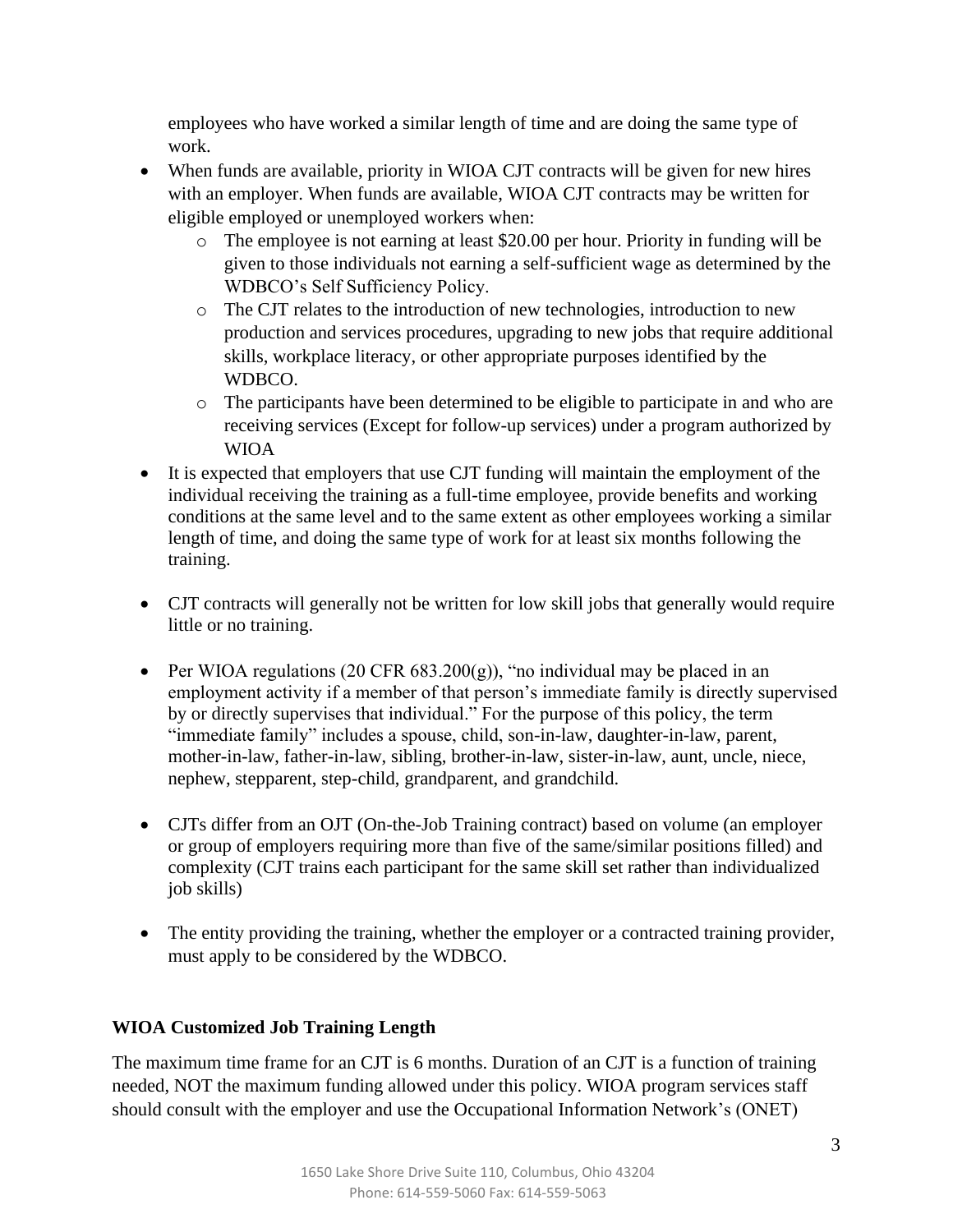employees who have worked a similar length of time and are doing the same type of work.

- When funds are available, priority in WIOA CJT contracts will be given for new hires with an employer. When funds are available, WIOA CJT contracts may be written for eligible employed or unemployed workers when:
    - The employee is not earning at least $20.00 per hour. Priority in funding will be given to those individuals not earning a self-sufficient wage as determined by the WDBCO's Self Sufficiency Policy.
    - The CJT relates to the introduction of new technologies, introduction to new production and services procedures, upgrading to new jobs that require additional skills, workplace literacy, or other appropriate purposes identified by the WDBCO.
    - The participants have been determined to be eligible to participate in and who are receiving services (Except for follow-up services) under a program authorized by WIOA
- It is expected that employers that use CJT funding will maintain the employment of the individual receiving the training as a full-time employee, provide benefits and working conditions at the same level and to the same extent as other employees working a similar length of time, and doing the same type of work for at least six months following the training.

- CJT contracts will generally not be written for low skill jobs that generally would require little or no training.

- Per WIOA regulations (20 CFR 683.200(g)), "no individual may be placed in an employment activity if a member of that person's immediate family is directly supervised by or directly supervises that individual." For the purpose of this policy, the term "immediate family" includes a spouse, child, son-in-law, daughter-in-law, parent, mother-in-law, father-in-law, sibling, brother-in-law, sister-in-law, aunt, uncle, niece, nephew, stepparent, step-child, grandparent, and grandchild.

- CJTs differ from an OJT (On-the-Job Training contract) based on volume (an employer or group of employers requiring more than five of the same/similar positions filled) and complexity (CJT trains each participant for the same skill set rather than individualized job skills)

- The entity providing the training, whether the employer or a contracted training provider, must apply to be considered by the WDBCO.

**WIOA Customized Job Training Length**

The maximum time frame for an CJT is 6 months. Duration of an CJT is a function of training needed, NOT the maximum funding allowed under this policy. WIOA program services staff should consult with the employer and use the Occupational Information Network's (ONET)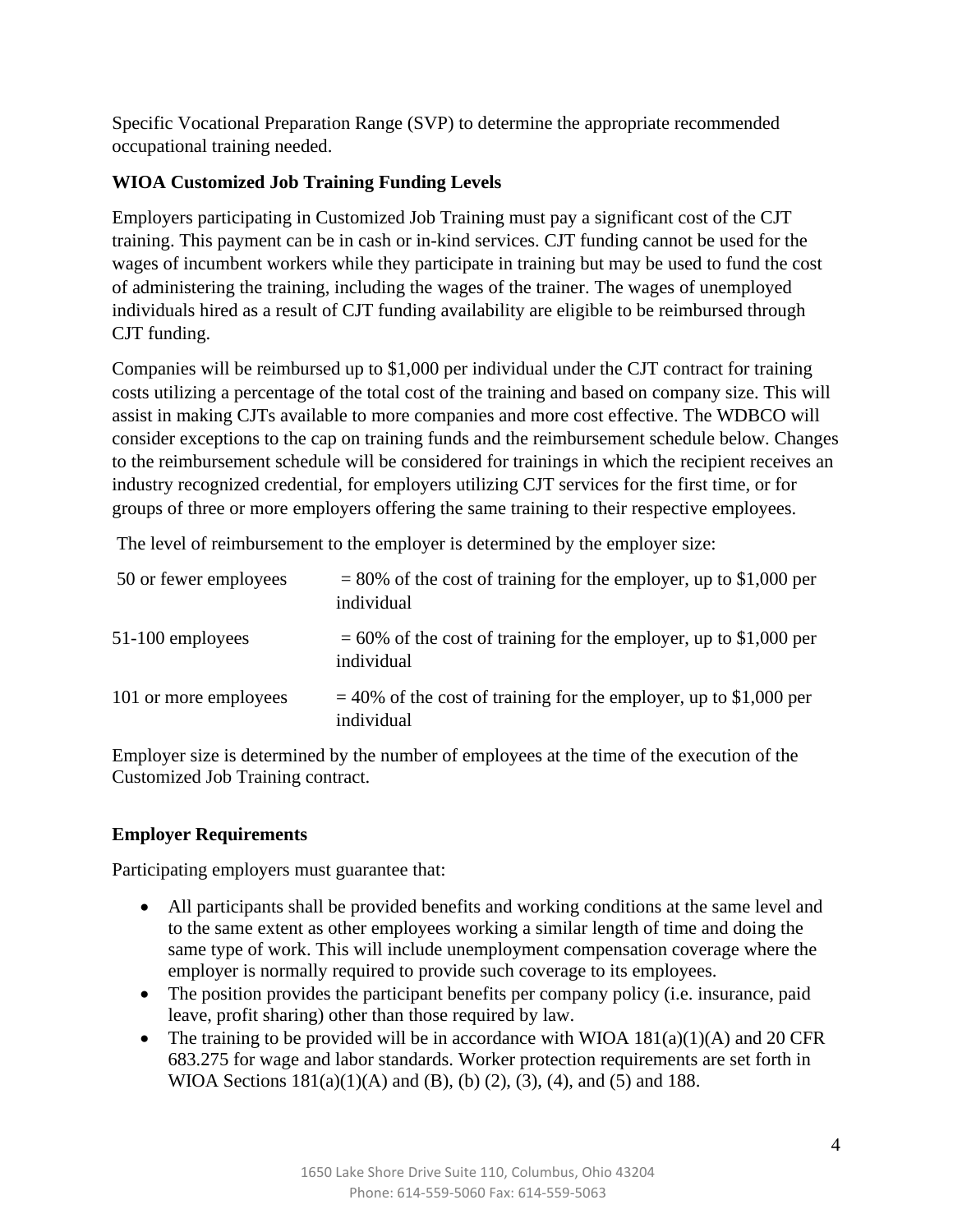Specific Vocational Preparation Range (SVP) to determine the appropriate recommended occupational training needed.

**WIOA Customized Job Training Funding Levels**

Employers participating in Customized Job Training must pay a significant cost of the CJT training. This payment can be in cash or in-kind services. CJT funding cannot be used for the wages of incumbent workers while they participate in training but may be used to fund the cost of administering the training, including the wages of the trainer. The wages of unemployed individuals hired as a result of CJT funding availability are eligible to be reimbursed through CJT funding.

Companies will be reimbursed up to $1,000 per individual under the CJT contract for training costs utilizing a percentage of the total cost of the training and based on company size. This will assist in making CJTs available to more companies and more cost effective. The WDBCO will consider exceptions to the cap on training funds and the reimbursement schedule below. Changes to the reimbursement schedule will be considered for trainings in which the recipient receives an industry recognized credential, for employers utilizing CJT services for the first time, or for groups of three or more employers offering the same training to their respective employees.

The level of reimbursement to the employer is determined by the employer size:

| | |
|---|---|
| 50 or fewer employees | = 80% of the cost of training for the employer, up to $1,000 per individual |
| 51-100 employees | = 60% of the cost of training for the employer, up to $1,000 per individual |
| 101 or more employees | = 40% of the cost of training for the employer, up to $1,000 per individual |

Employer size is determined by the number of employees at the time of the execution of the Customized Job Training contract.

**Employer Requirements**

Participating employers must guarantee that:

- All participants shall be provided benefits and working conditions at the same level and to the same extent as other employees working a similar length of time and doing the same type of work. This will include unemployment compensation coverage where the employer is normally required to provide such coverage to its employees.
- The position provides the participant benefits per company policy (i.e. insurance, paid leave, profit sharing) other than those required by law.
- The training to be provided will be in accordance with WIOA 181(a)(1)(A) and 20 CFR 683.275 for wage and labor standards. Worker protection requirements are set forth in WIOA Sections 181(a)(1)(A) and (B), (b) (2), (3), (4), and (5) and 188.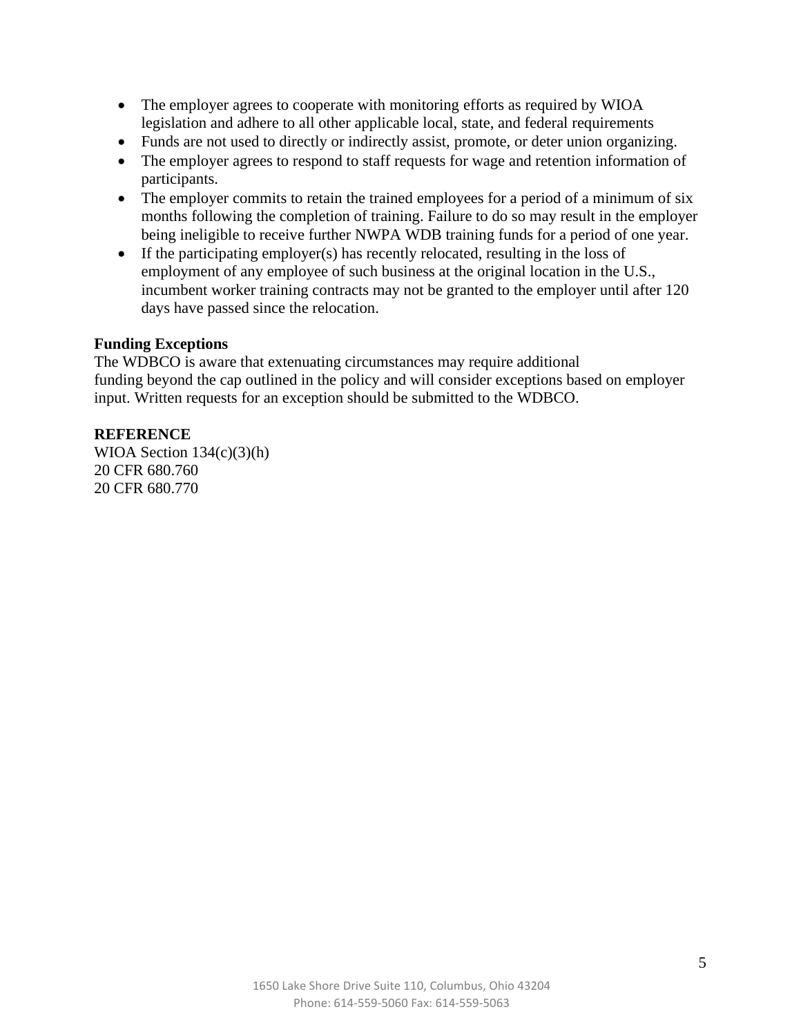- The employer agrees to cooperate with monitoring efforts as required by WIOA legislation and adhere to all other applicable local, state, and federal requirements
- Funds are not used to directly or indirectly assist, promote, or deter union organizing.
- The employer agrees to respond to staff requests for wage and retention information of participants.
- The employer commits to retain the trained employees for a period of a minimum of six months following the completion of training. Failure to do so may result in the employer being ineligible to receive further NWPA WDB training funds for a period of one year.
- If the participating employer(s) has recently relocated, resulting in the loss of employment of any employee of such business at the original location in the U.S., incumbent worker training contracts may not be granted to the employer until after 120 days have passed since the relocation.

**Funding Exceptions**

The WDBCO is aware that extenuating circumstances may require additional funding beyond the cap outlined in the policy and will consider exceptions based on employer input. Written requests for an exception should be submitted to the WDBCO.

**REFERENCE**

WIOA Section 134(c)(3)(h)
20 CFR 680.760
20 CFR 680.770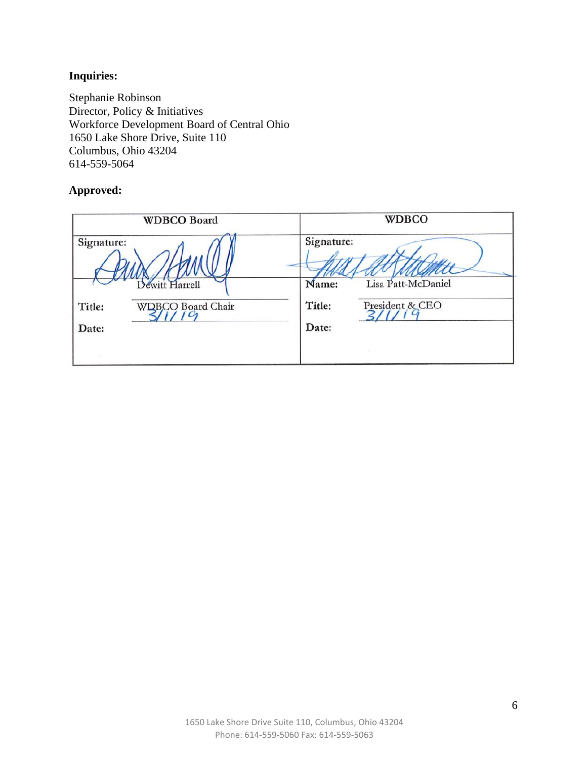**Inquiries:**

Stephanie Robinson
Director, Policy & Initiatives
Workforce Development Board of Central Ohio
1650 Lake Shore Drive, Suite 110
Columbus, Ohio 43204
614-559-5064

**Approved:**

| WDBCO Board | | WDBCO | |
|---|---|---|---|
| Signature: | | Signature: | |
| | Dewitt Harrell | Name: | Lisa Patt-McDaniel |
| Title: | WDBCO Board Chair | Title: | President & CEO |
| Date: | 3/1/19 | Date: | 3/1/19 |

1650 Lake Shore Drive Suite 110, Columbus, Ohio 43204
Phone: 614-559-5060 Fax: 614-559-5063